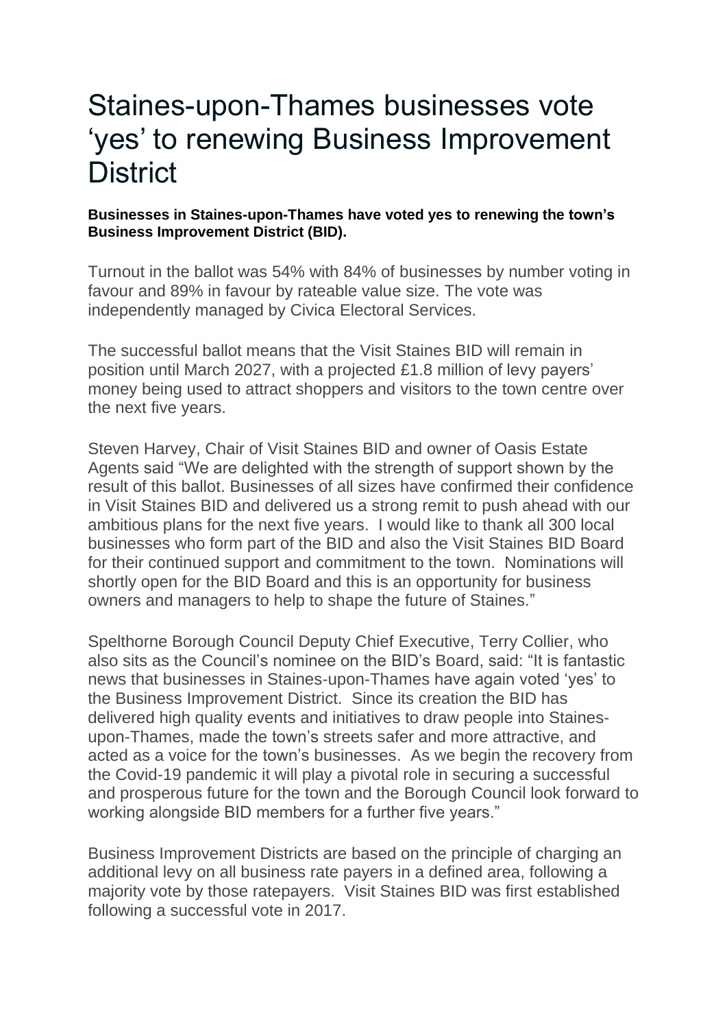# Staines-upon-Thames businesses vote ‘yes’ to renewing Business Improvement District

**Businesses in Staines-upon-Thames have voted yes to renewing the town’s Business Improvement District (BID).**

Turnout in the ballot was 54% with 84% of businesses by number voting in favour and 89% in favour by rateable value size. The vote was independently managed by Civica Electoral Services.

The successful ballot means that the Visit Staines BID will remain in position until March 2027, with a projected £1.8 million of levy payers’ money being used to attract shoppers and visitors to the town centre over the next five years.

Steven Harvey, Chair of Visit Staines BID and owner of Oasis Estate Agents said “We are delighted with the strength of support shown by the result of this ballot. Businesses of all sizes have confirmed their confidence in Visit Staines BID and delivered us a strong remit to push ahead with our ambitious plans for the next five years. I would like to thank all 300 local businesses who form part of the BID and also the Visit Staines BID Board for their continued support and commitment to the town. Nominations will shortly open for the BID Board and this is an opportunity for business owners and managers to help to shape the future of Staines.”

Spelthorne Borough Council Deputy Chief Executive, Terry Collier, who also sits as the Council’s nominee on the BID’s Board, said: “It is fantastic news that businesses in Staines-upon-Thames have again voted ‘yes’ to the Business Improvement District. Since its creation the BID has delivered high quality events and initiatives to draw people into Staines-upon-Thames, made the town’s streets safer and more attractive, and acted as a voice for the town’s businesses. As we begin the recovery from the Covid-19 pandemic it will play a pivotal role in securing a successful and prosperous future for the town and the Borough Council look forward to working alongside BID members for a further five years.”

Business Improvement Districts are based on the principle of charging an additional levy on all business rate payers in a defined area, following a majority vote by those ratepayers. Visit Staines BID was first established following a successful vote in 2017.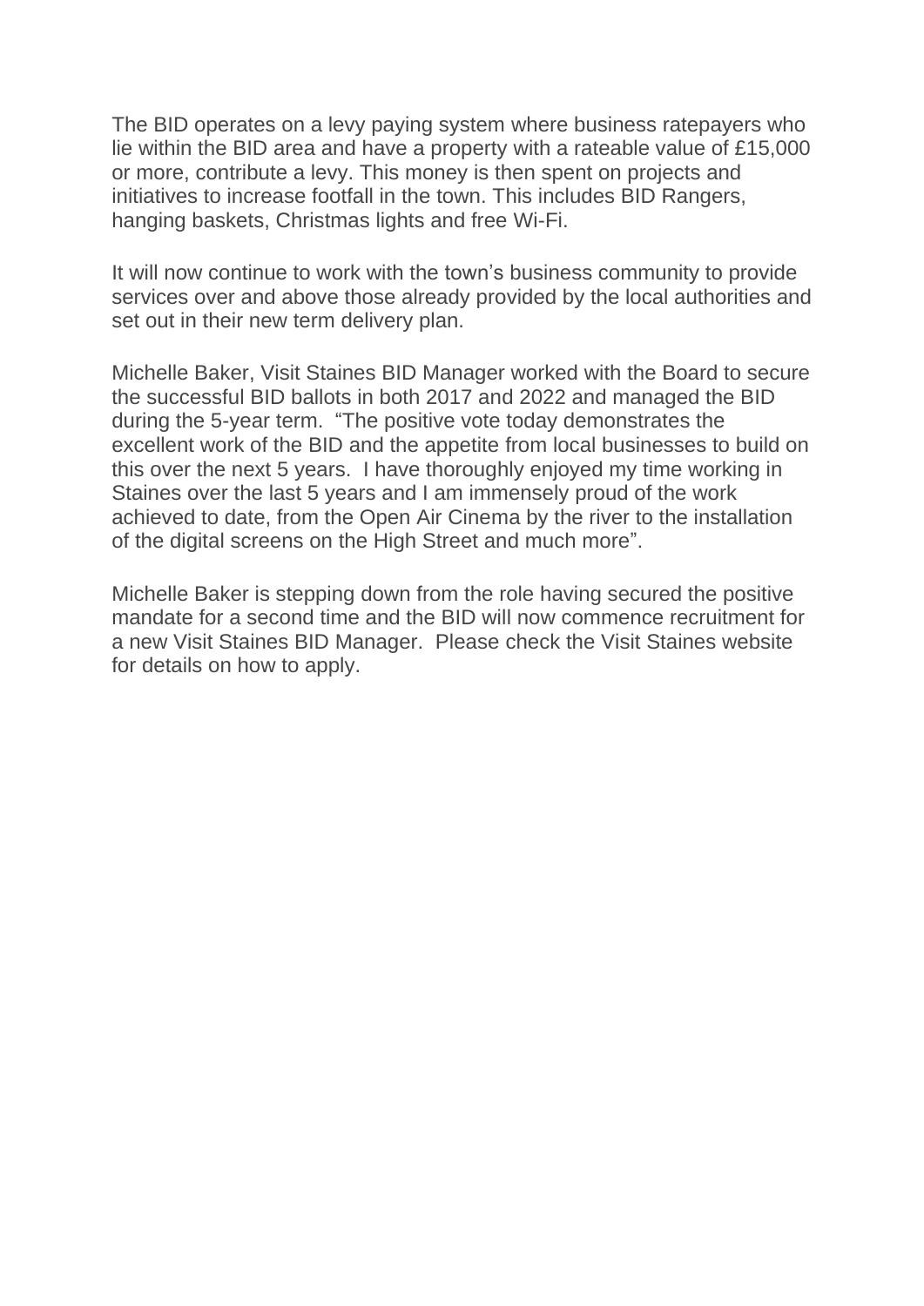The BID operates on a levy paying system where business ratepayers who lie within the BID area and have a property with a rateable value of £15,000 or more, contribute a levy. This money is then spent on projects and initiatives to increase footfall in the town. This includes BID Rangers, hanging baskets, Christmas lights and free Wi-Fi.

It will now continue to work with the town's business community to provide services over and above those already provided by the local authorities and set out in their new term delivery plan.

Michelle Baker, Visit Staines BID Manager worked with the Board to secure the successful BID ballots in both 2017 and 2022 and managed the BID during the 5-year term. "The positive vote today demonstrates the excellent work of the BID and the appetite from local businesses to build on this over the next 5 years. I have thoroughly enjoyed my time working in Staines over the last 5 years and I am immensely proud of the work achieved to date, from the Open Air Cinema by the river to the installation of the digital screens on the High Street and much more".

Michelle Baker is stepping down from the role having secured the positive mandate for a second time and the BID will now commence recruitment for a new Visit Staines BID Manager. Please check the Visit Staines website for details on how to apply.